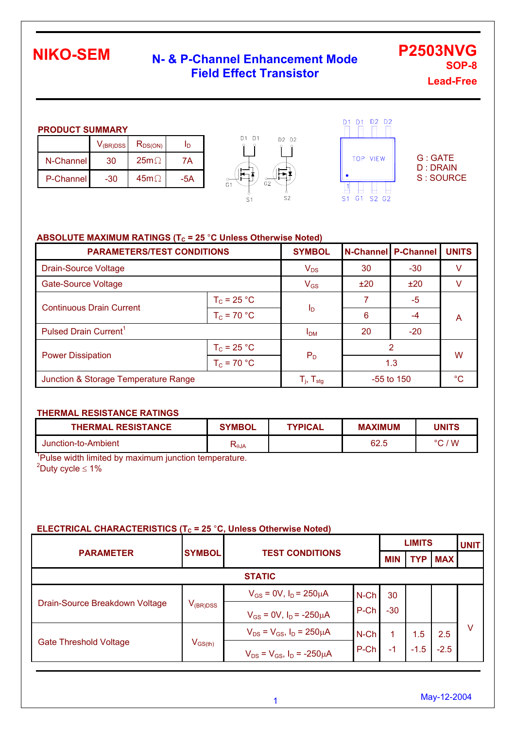# NIKO-SEM

## N- & P-Channel Enhancement Mode Field Effect Transistor

**P2503NVG**
**SOP-8**
**Lead-Free**

### PRODUCT SUMMARY

| | $V_{(BR)DSS}$ | $R_{DS(ON)}$ | $I_D$ |
|---|---|---|---|
| N-Channel | 30 | 25mΩ | 7A |
| P-Channel | -30 | 45mΩ | -5A |

D1 D1 D2 D2

TOP VIEW

S1 G1 S2 G2

G : GATE
D : DRAIN
S : SOURCE

### ABSOLUTE MAXIMUM RATINGS ($T_C$ = 25 °C Unless Otherwise Noted)

| PARAMETERS/TEST CONDITIONS | | SYMBOL | N-Channel | P-Channel | UNITS |
|---|---|---|---|---|---|
| Drain-Source Voltage | | $V_{DS}$ | 30 | -30 | V |
| Gate-Source Voltage | | $V_{GS}$ | ±20 | ±20 | V |
| Continuous Drain Current | $T_C$ = 25 °C | $I_D$ | 7 | -5 | A |
| | $T_C$ = 70 °C | | 6 | -4 | |
| Pulsed Drain Current[1] | | $I_{DM}$ | 20 | -20 | |
| Power Dissipation | $T_C$ = 25 °C | $P_D$ | 2 | | W |
| | $T_C$ = 70 °C | | 1.3 | | |
| Junction & Storage Temperature Range | | $T_j$, $T_{stg}$ | -55 to 150 | | °C |

### THERMAL RESISTANCE RATINGS

| THERMAL RESISTANCE | SYMBOL | TYPICAL | MAXIMUM | UNITS |
|---|---|---|---|---|
| Junction-to-Ambient | $R_{\theta JA}$ | | 62.5 | °C / W |

[1]Pulse width limited by maximum junction temperature.
[2]Duty cycle ≤ 1%

### ELECTRICAL CHARACTERISTICS ($T_C$ = 25 °C, Unless Otherwise Noted)

| PARAMETER | SYMBOL | TEST CONDITIONS | | LIMITS | | | UNIT |
|---|---|---|---|---|---|---|---|
| | | | | MIN | TYP | MAX | |
| **STATIC** | | | | | | | |
| Drain-Source Breakdown Voltage | $V_{(BR)DSS}$ | $V_{GS}$ = 0V, $I_D$ = 250μA | N-Ch | 30 | | | V |
| | | $V_{GS}$ = 0V, $I_D$ = -250μA | P-Ch | -30 | | | |
| Gate Threshold Voltage | $V_{GS(th)}$ | $V_{DS}$ = $V_{GS}$, $I_D$ = 250μA | N-Ch | 1 | 1.5 | 2.5 | |
| | | $V_{DS}$ = $V_{GS}$, $I_D$ = -250μA | P-Ch | -1 | -1.5 | -2.5 | |

May-12-2004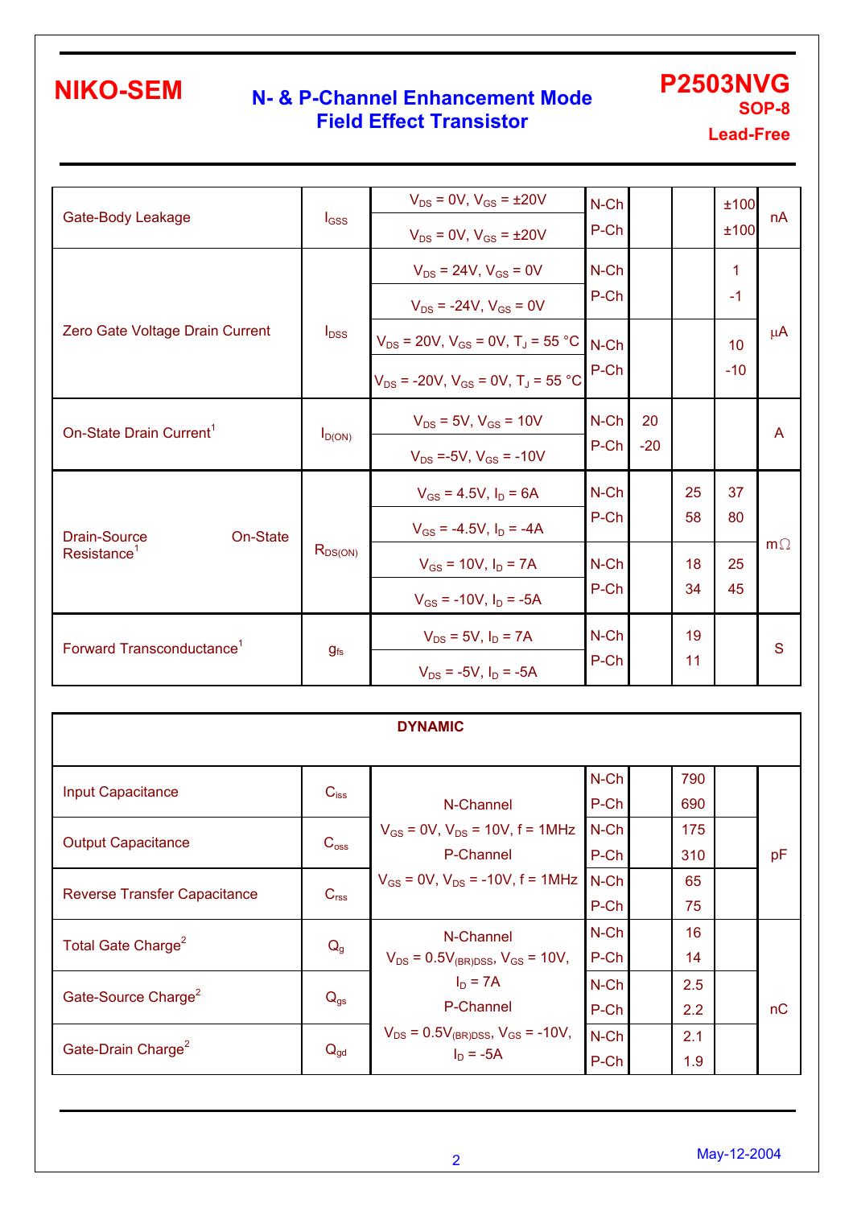# NIKO-SEM

## N- & P-Channel Enhancement Mode Field Effect Transistor

**P2503NVG**
**SOP-8**
**Lead-Free**

| Parameter | Symbol | Test Conditions | | Min | Typ | Max | Unit |
|---|---|---|---|---|---|---|---|
| Gate-Body Leakage | $I_{GSS}$ | $V_{DS}$ = 0V, $V_{GS}$ = ±20V | N-Ch | | | ±100 | nA |
| | | $V_{DS}$ = 0V, $V_{GS}$ = ±20V | P-Ch | | | ±100 | |
| Zero Gate Voltage Drain Current | $I_{DSS}$ | $V_{DS}$ = 24V, $V_{GS}$ = 0V | N-Ch | | | 1 | μA |
| | | $V_{DS}$ = -24V, $V_{GS}$ = 0V | P-Ch | | | -1 | |
| | | $V_{DS}$ = 20V, $V_{GS}$ = 0V, $T_J$ = 55 °C | N-Ch | | | 10 | |
| | | $V_{DS}$ = -20V, $V_{GS}$ = 0V, $T_J$ = 55 °C | P-Ch | | | -10 | |
| On-State Drain Current[1] | $I_{D(ON)}$ | $V_{DS}$ = 5V, $V_{GS}$ = 10V | N-Ch | 20 | | | A |
| | | $V_{DS}$ =-5V, $V_{GS}$ = -10V | P-Ch | -20 | | | |
| Drain-Source On-State Resistance[1] | $R_{DS(ON)}$ | $V_{GS}$ = 4.5V, $I_D$ = 6A | N-Ch | | 25 | 37 | mΩ |
| | | $V_{GS}$ = -4.5V, $I_D$ = -4A | P-Ch | | 58 | 80 | |
| | | $V_{GS}$ = 10V, $I_D$ = 7A | N-Ch | | 18 | 25 | |
| | | $V_{GS}$ = -10V, $I_D$ = -5A | P-Ch | | 34 | 45 | |
| Forward Transconductance[1] | $g_{fs}$ | $V_{DS}$ = 5V, $I_D$ = 7A | N-Ch | | 19 | | S |
| | | $V_{DS}$ = -5V, $I_D$ = -5A | P-Ch | | 11 | | |

| **DYNAMIC** | | | | | | | |
|---|---|---|---|---|---|---|---|
| Input Capacitance | $C_{iss}$ | N-Channel $V_{GS}$ = 0V, $V_{DS}$ = 10V, f = 1MHz P-Channel $V_{GS}$ = 0V, $V_{DS}$ = -10V, f = 1MHz | N-Ch | | 790 | | pF |
| | | | P-Ch | | 690 | | |
| Output Capacitance | $C_{oss}$ | | N-Ch | | 175 | | |
| | | | P-Ch | | 310 | | |
| Reverse Transfer Capacitance | $C_{rss}$ | | N-Ch | | 65 | | |
| | | | P-Ch | | 75 | | |
| Total Gate Charge[2] | $Q_g$ | N-Channel $V_{DS}$ = $0.5V_{(BR)DSS}$, $V_{GS}$ = 10V, $I_D$ = 7A P-Channel $V_{DS}$ = $0.5V_{(BR)DSS}$, $V_{GS}$ = -10V, $I_D$ = -5A | N-Ch | | 16 | | nC |
| | | | P-Ch | | 14 | | |
| Gate-Source Charge[2] | $Q_{gs}$ | | N-Ch | | 2.5 | | |
| | | | P-Ch | | 2.2 | | |
| Gate-Drain Charge[2] | $Q_{gd}$ | | N-Ch | | 2.1 | | |
| | | | P-Ch | | 1.9 | | |

May-12-2004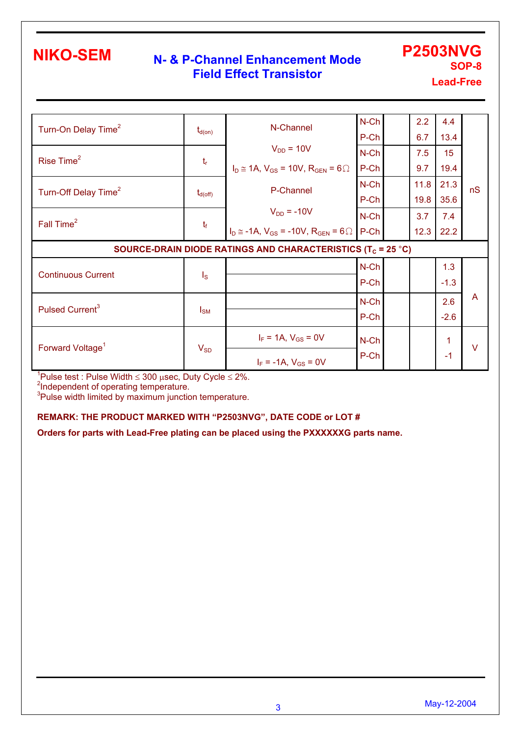| Parameter | Symbol | Test Conditions | Channel | Min | Typ | Max | Unit |
|---|---|---|---|---|---|---|---|
| Turn-On Delay Time[2] | $t_{d(on)}$ | N-Channel $V_{DD}$ = 10V, $I_D \cong$ 1A, $V_{GS}$ = 10V, $R_{GEN}$ = 6Ω; P-Channel $V_{DD}$ = -10V, $I_D \cong$ -1A, $V_{GS}$ = -10V, $R_{GEN}$ = 6Ω | N-Ch | | 2.2 | 4.4 | nS |
| | | | P-Ch | | 6.7 | 13.4 | |
| Rise Time[2] | $t_r$ | | N-Ch | | 7.5 | 15 | |
| | | | P-Ch | | 9.7 | 19.4 | |
| Turn-Off Delay Time[2] | $t_{d(off)}$ | | N-Ch | | 11.8 | 21.3 | |
| | | | P-Ch | | 19.8 | 35.6 | |
| Fall Time[2] | $t_f$ | | N-Ch | | 3.7 | 7.4 | |
| | | | P-Ch | | 12.3 | 22.2 | |
| **SOURCE-DRAIN DIODE RATINGS AND CHARACTERISTICS ($T_C$ = 25 °C)** | | | | | | | |
| Continuous Current | $I_S$ | | N-Ch | | | 1.3 | A |
| | | | P-Ch | | | -1.3 | |
| Pulsed Current[3] | $I_{SM}$ | | N-Ch | | | 2.6 | |
| | | | P-Ch | | | -2.6 | |
| Forward Voltage[1] | $V_{SD}$ | $I_F$ = 1A, $V_{GS}$ = 0V | N-Ch | | | 1 | V |
| | | $I_F$ = -1A, $V_{GS}$ = 0V | P-Ch | | | -1 | |

[1]Pulse test : Pulse Width ≤ 300 µsec, Duty Cycle ≤ 2%.
[2]Independent of operating temperature.
[3]Pulse width limited by maximum junction temperature.

**REMARK: THE PRODUCT MARKED WITH "P2503NVG", DATE CODE or LOT #**

**Orders for parts with Lead-Free plating can be placed using the PXXXXXXG parts name.**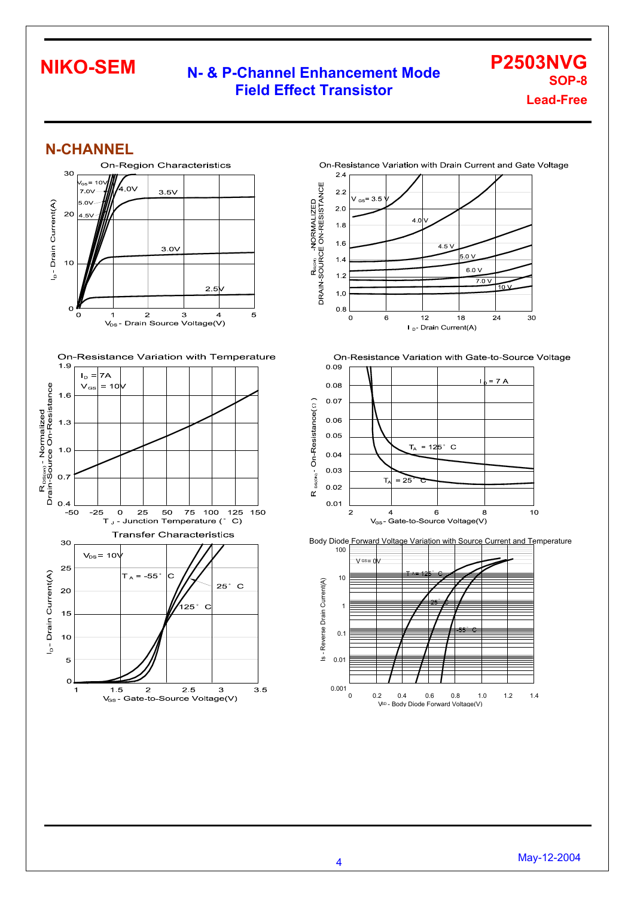# N-CHANNEL

On-Region Characteristics

On-Resistance Variation with Drain Current and Gate Voltage

On-Resistance Variation with Temperature

On-Resistance Variation with Gate-to-Source Voltage

Transfer Characteristics

Body Diode Forward Voltage Variation with Source Current and Temperature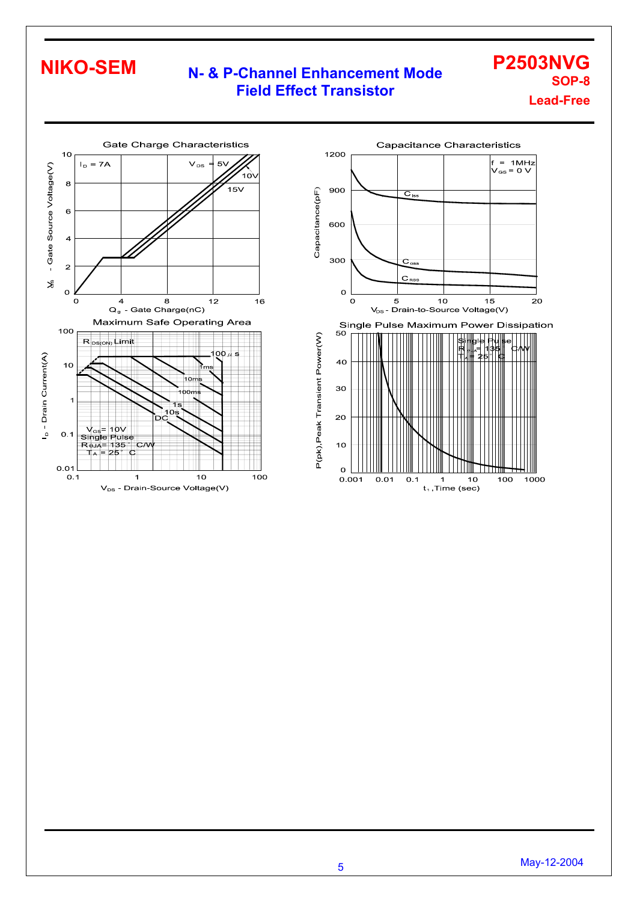# NIKO-SEM

## N- & P-Channel Enhancement Mode Field Effect Transistor

**P2503NVG**
**SOP-8**
**Lead-Free**

### Gate Charge Characteristics

$I_D$ = 7A

$V_{DS}$ = 5V, 10V, 15V

$V_{GS}$ - Gate Source Voltage(V): 0, 2, 4, 6, 8, 10

$Q_g$ - Gate Charge(nC): 0, 4, 8, 12, 16

### Capacitance Characteristics

f = 1MHz
$V_{GS}$ = 0 V

$C_{iss}$, $C_{oss}$, $C_{RSS}$

Capacitance(pF): 0, 300, 600, 900, 1200

$V_{DS}$ - Drain-to-Source Voltage(V): 0, 5, 10, 15, 20

### Maximum Safe Operating Area

$R_{DS(ON)}$ Limit

100µs, 1ms, 10ms, 100ms, 1s, 10s, DC

$V_{GS}$ = 10V
Single Pulse
$R_{\theta JA}$ = 135°C/W
$T_A$ = 25°C

$I_D$ - Drain Current(A): 0.01, 0.1, 1, 10, 100

$V_{DS}$ - Drain-Source Voltage(V): 0.1, 1, 10, 100

### Single Pulse Maximum Power Dissipation

Single Pulse
$R_{\theta JA}$ = 135°C/W
$T_A$ = 25°C

P(pk),Peak Transient Power(W): 0, 10, 20, 30, 40, 50

$t_1$ ,Time (sec): 0.001, 0.01, 0.1, 1, 10, 100, 1000

May-12-2004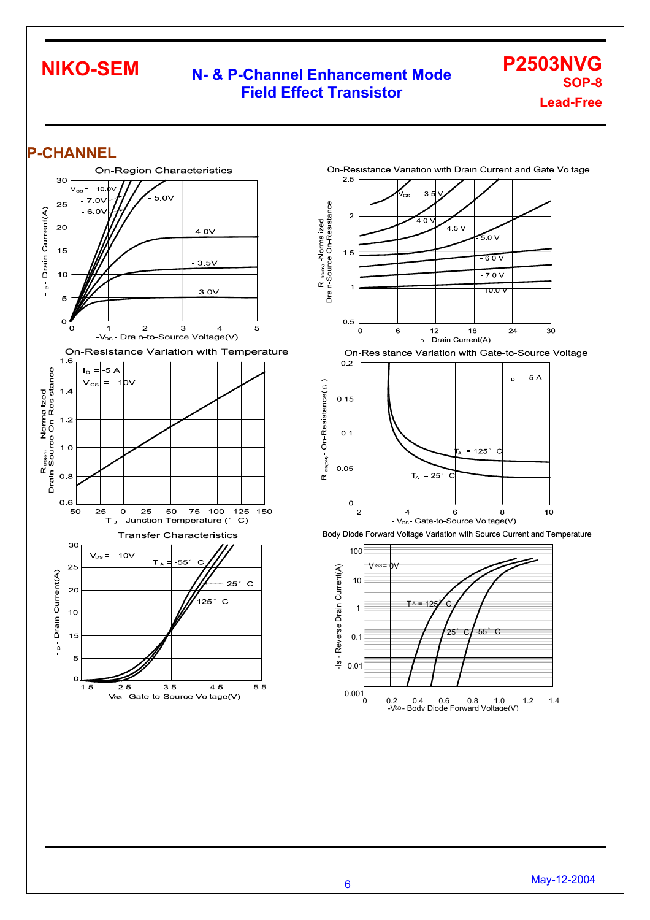## P-CHANNEL

On-Region Characteristics

On-Resistance Variation with Drain Current and Gate Voltage

On-Resistance Variation with Temperature

On-Resistance Variation with Gate-to-Source Voltage

Transfer Characteristics

Body Diode Forward Voltage Variation with Source Current and Temperature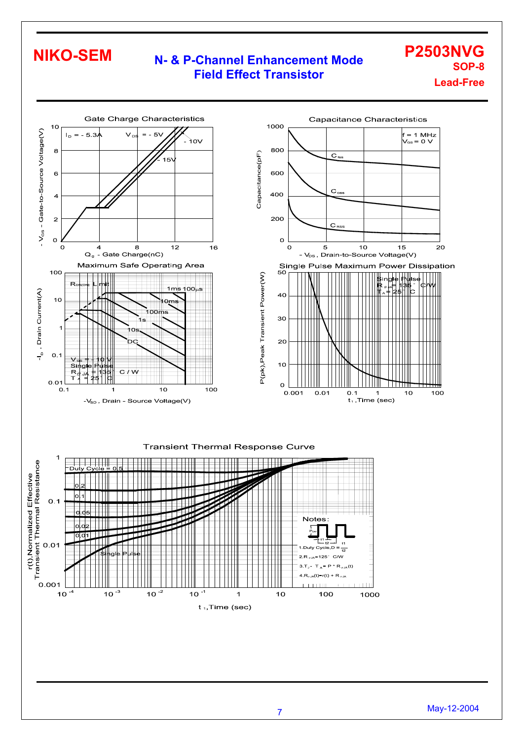# Gate Charge Characteristics

$I_D = -5.3A$

$V_{DS} = -5V$, $-10V$, $-15V$

$-V_{GS}$ - Gate-to-Source Voltage(V)

$Q_g$ - Gate Charge(nC)

# Capacitance Characteristics

f = 1 MHz
$V_{GS} = 0$ V

$C_{iss}$, $C_{oss}$, $C_{RSS}$

Capacitance(pF)

$-V_{DS}$, Drain-to-Source Voltage(V)

# Maximum Safe Operating Area

$R_{DS(ON)}$ Limit

1ms 100μs, 10ms, 100ms, 1s, 10s, DC

$V_{GS} = -10$ V
Single Pulse
$R_{\theta JA} = 135°C$ / W
$T_A = 25°C$

$-I_D$, Drain Current(A)

$-V_{SD}$, Drain - Source Voltage(V)

# Single Pulse Maximum Power Dissipation

Single Pulse
$R_{\theta JA} = 135°C$/W
$T_A = 25°C$

P(pk),Peak Transient Power(W)

$t_1$, Time (sec)

# Transient Thermal Response Curve

Duty Cycle = 0.5, 0.2, 0.1, 0.05, 0.02, 0.01, Single Pulse

r(t),Normalized Effective Transient Thermal Resistance

$t_1$, Time (sec)

Notes:

1. Duty Cycle, $D = \frac{t1}{t2}$
2. $R_{\theta JA} = 125°C/W$
3. $T_J - T_A = P * R_{\theta JA}(t)$
4. $R_{\theta JA}(t) = r(t) + R_{\theta JA}$

May-12-2004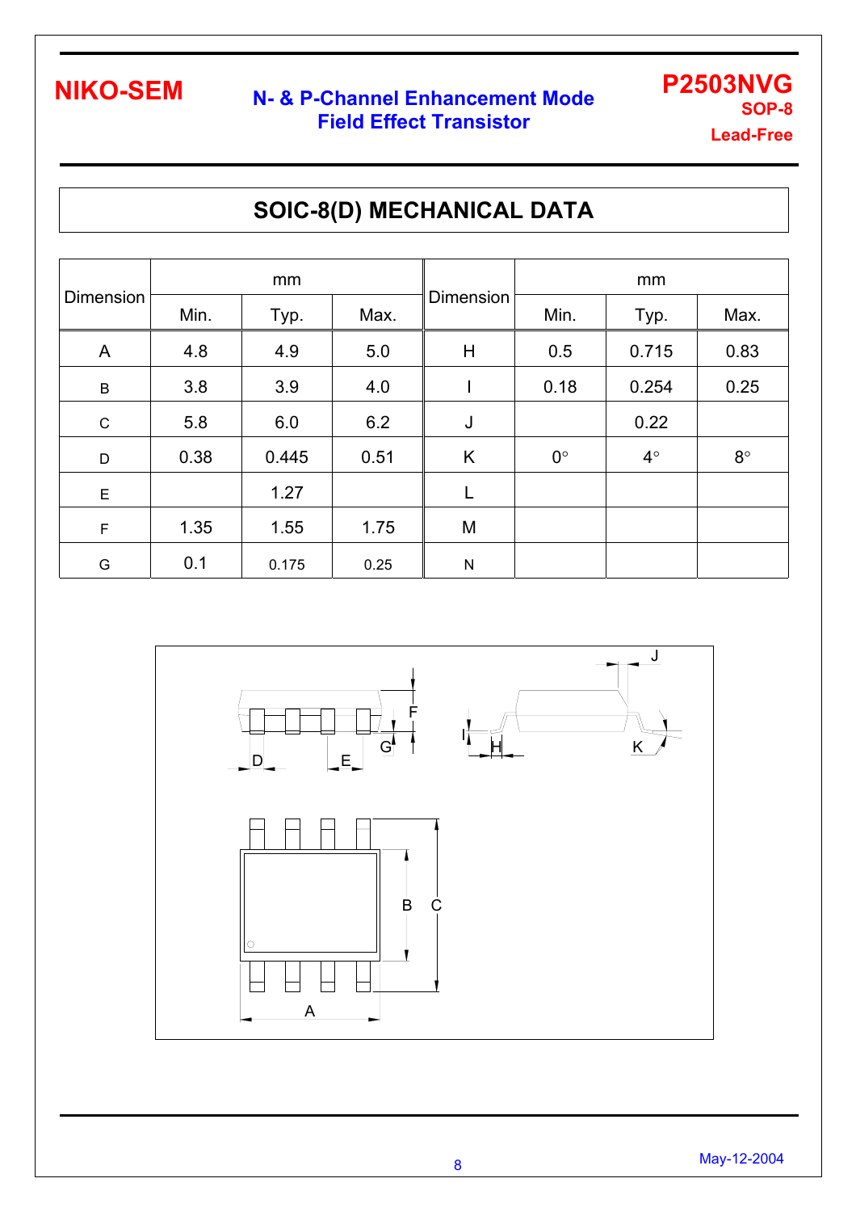## SOIC-8(D) MECHANICAL DATA

| Dimension | mm | | | Dimension | mm | | |
|---|---|---|---|---|---|---|---|
| | Min. | Typ. | Max. | | Min. | Typ. | Max. |
| A | 4.8 | 4.9 | 5.0 | H | 0.5 | 0.715 | 0.83 |
| B | 3.8 | 3.9 | 4.0 | I | 0.18 | 0.254 | 0.25 |
| C | 5.8 | 6.0 | 6.2 | J | | 0.22 | |
| D | 0.38 | 0.445 | 0.51 | K | 0° | 4° | 8° |
| E | | 1.27 | | L | | | |
| F | 1.35 | 1.55 | 1.75 | M | | | |
| G | 0.1 | 0.175 | 0.25 | N | | | |

F
G
D
E
J
I
H
K
B
C
A